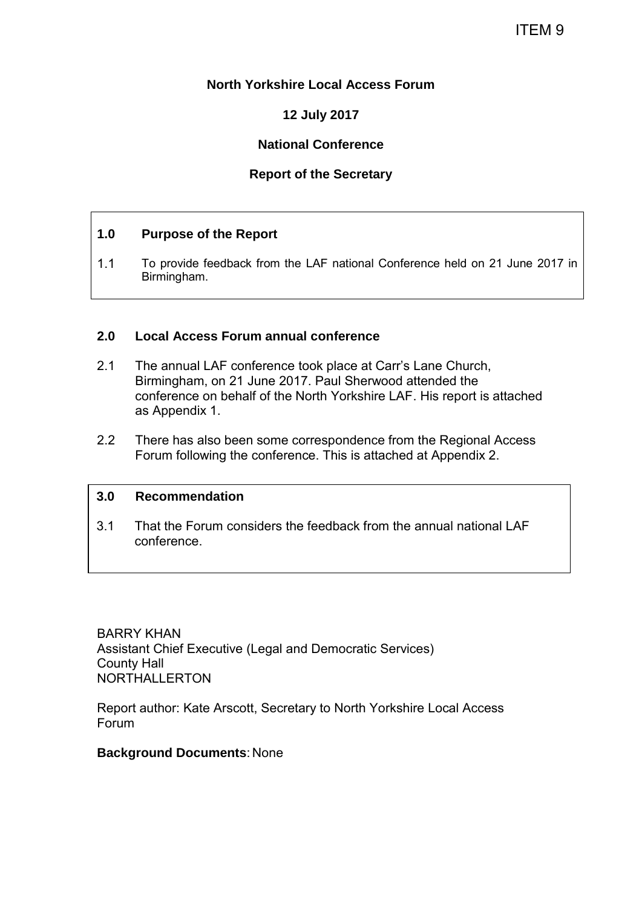ITEM 9

**North Yorkshire Local Access Forum**

**12 July 2017**

**National Conference**

**Report of the Secretary**

## 1.0 Purpose of the Report

1.1 To provide feedback from the LAF national Conference held on 21 June 2017 in Birmingham.

## 2.0 Local Access Forum annual conference

2.1 The annual LAF conference took place at Carr's Lane Church, Birmingham, on 21 June 2017. Paul Sherwood attended the conference on behalf of the North Yorkshire LAF. His report is attached as Appendix 1.

2.2 There has also been some correspondence from the Regional Access Forum following the conference. This is attached at Appendix 2.

## 3.0 Recommendation

3.1 That the Forum considers the feedback from the annual national LAF conference.

BARRY KHAN
Assistant Chief Executive (Legal and Democratic Services)
County Hall
NORTHALLERTON

Report author: Kate Arscott, Secretary to North Yorkshire Local Access Forum

**Background Documents**: None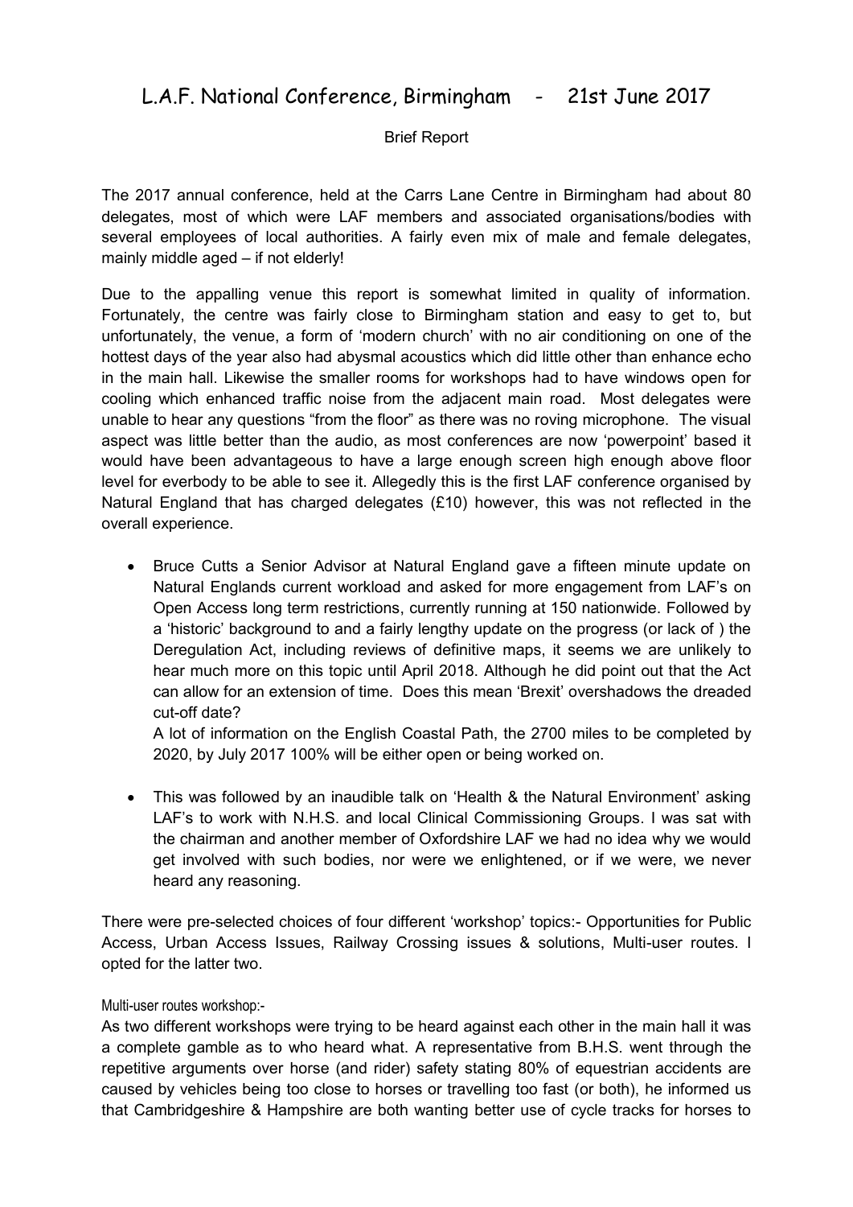# L.A.F. National Conference, Birmingham - 21st June 2017

Brief Report

The 2017 annual conference, held at the Carrs Lane Centre in Birmingham had about 80 delegates, most of which were LAF members and associated organisations/bodies with several employees of local authorities. A fairly even mix of male and female delegates, mainly middle aged – if not elderly!

Due to the appalling venue this report is somewhat limited in quality of information. Fortunately, the centre was fairly close to Birmingham station and easy to get to, but unfortunately, the venue, a form of 'modern church' with no air conditioning on one of the hottest days of the year also had abysmal acoustics which did little other than enhance echo in the main hall. Likewise the smaller rooms for workshops had to have windows open for cooling which enhanced traffic noise from the adjacent main road. Most delegates were unable to hear any questions "from the floor" as there was no roving microphone. The visual aspect was little better than the audio, as most conferences are now 'powerpoint' based it would have been advantageous to have a large enough screen high enough above floor level for everbody to be able to see it. Allegedly this is the first LAF conference organised by Natural England that has charged delegates (£10) however, this was not reflected in the overall experience.

- Bruce Cutts a Senior Advisor at Natural England gave a fifteen minute update on Natural Englands current workload and asked for more engagement from LAF's on Open Access long term restrictions, currently running at 150 nationwide. Followed by a 'historic' background to and a fairly lengthy update on the progress (or lack of ) the Deregulation Act, including reviews of definitive maps, it seems we are unlikely to hear much more on this topic until April 2018. Although he did point out that the Act can allow for an extension of time. Does this mean 'Brexit' overshadows the dreaded cut-off date?

  A lot of information on the English Coastal Path, the 2700 miles to be completed by 2020, by July 2017 100% will be either open or being worked on.

- This was followed by an inaudible talk on 'Health & the Natural Environment' asking LAF's to work with N.H.S. and local Clinical Commissioning Groups. I was sat with the chairman and another member of Oxfordshire LAF we had no idea why we would get involved with such bodies, nor were we enlightened, or if we were, we never heard any reasoning.

There were pre-selected choices of four different 'workshop' topics:- Opportunities for Public Access, Urban Access Issues, Railway Crossing issues & solutions, Multi-user routes. I opted for the latter two.

Multi-user routes workshop:-

As two different workshops were trying to be heard against each other in the main hall it was a complete gamble as to who heard what. A representative from B.H.S. went through the repetitive arguments over horse (and rider) safety stating 80% of equestrian accidents are caused by vehicles being too close to horses or travelling too fast (or both), he informed us that Cambridgeshire & Hampshire are both wanting better use of cycle tracks for horses to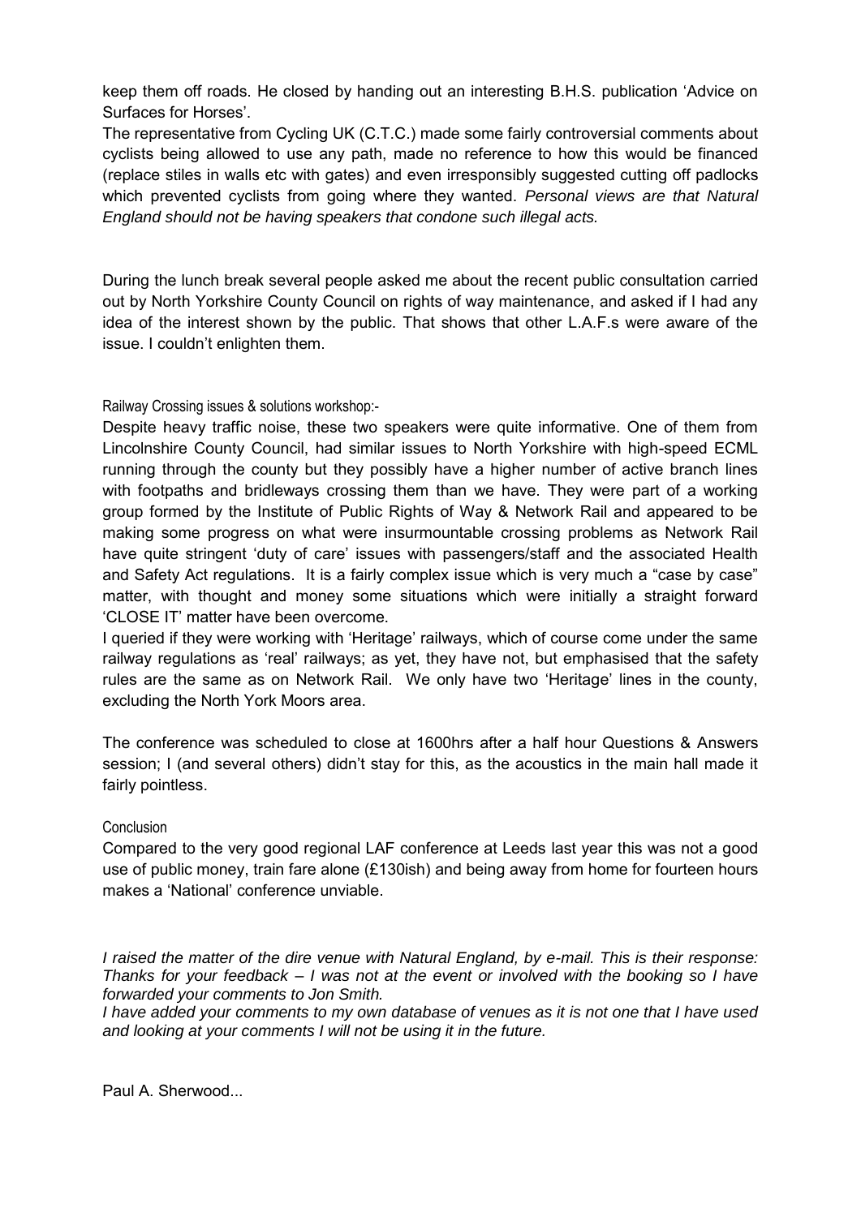keep them off roads. He closed by handing out an interesting B.H.S. publication 'Advice on Surfaces for Horses'.

The representative from Cycling UK (C.T.C.) made some fairly controversial comments about cyclists being allowed to use any path, made no reference to how this would be financed (replace stiles in walls etc with gates) and even irresponsibly suggested cutting off padlocks which prevented cyclists from going where they wanted. *Personal views are that Natural England should not be having speakers that condone such illegal acts.*

During the lunch break several people asked me about the recent public consultation carried out by North Yorkshire County Council on rights of way maintenance, and asked if I had any idea of the interest shown by the public. That shows that other L.A.F.s were aware of the issue. I couldn't enlighten them.

Railway Crossing issues & solutions workshop:-

Despite heavy traffic noise, these two speakers were quite informative. One of them from Lincolnshire County Council, had similar issues to North Yorkshire with high-speed ECML running through the county but they possibly have a higher number of active branch lines with footpaths and bridleways crossing them than we have. They were part of a working group formed by the Institute of Public Rights of Way & Network Rail and appeared to be making some progress on what were insurmountable crossing problems as Network Rail have quite stringent 'duty of care' issues with passengers/staff and the associated Health and Safety Act regulations. It is a fairly complex issue which is very much a "case by case" matter, with thought and money some situations which were initially a straight forward 'CLOSE IT' matter have been overcome.

I queried if they were working with 'Heritage' railways, which of course come under the same railway regulations as 'real' railways; as yet, they have not, but emphasised that the safety rules are the same as on Network Rail. We only have two 'Heritage' lines in the county, excluding the North York Moors area.

The conference was scheduled to close at 1600hrs after a half hour Questions & Answers session; I (and several others) didn't stay for this, as the acoustics in the main hall made it fairly pointless.

Conclusion

Compared to the very good regional LAF conference at Leeds last year this was not a good use of public money, train fare alone (£130ish) and being away from home for fourteen hours makes a 'National' conference unviable.

*I raised the matter of the dire venue with Natural England, by e-mail. This is their response: Thanks for your feedback – I was not at the event or involved with the booking so I have forwarded your comments to Jon Smith.*

*I have added your comments to my own database of venues as it is not one that I have used and looking at your comments I will not be using it in the future.*

Paul A. Sherwood...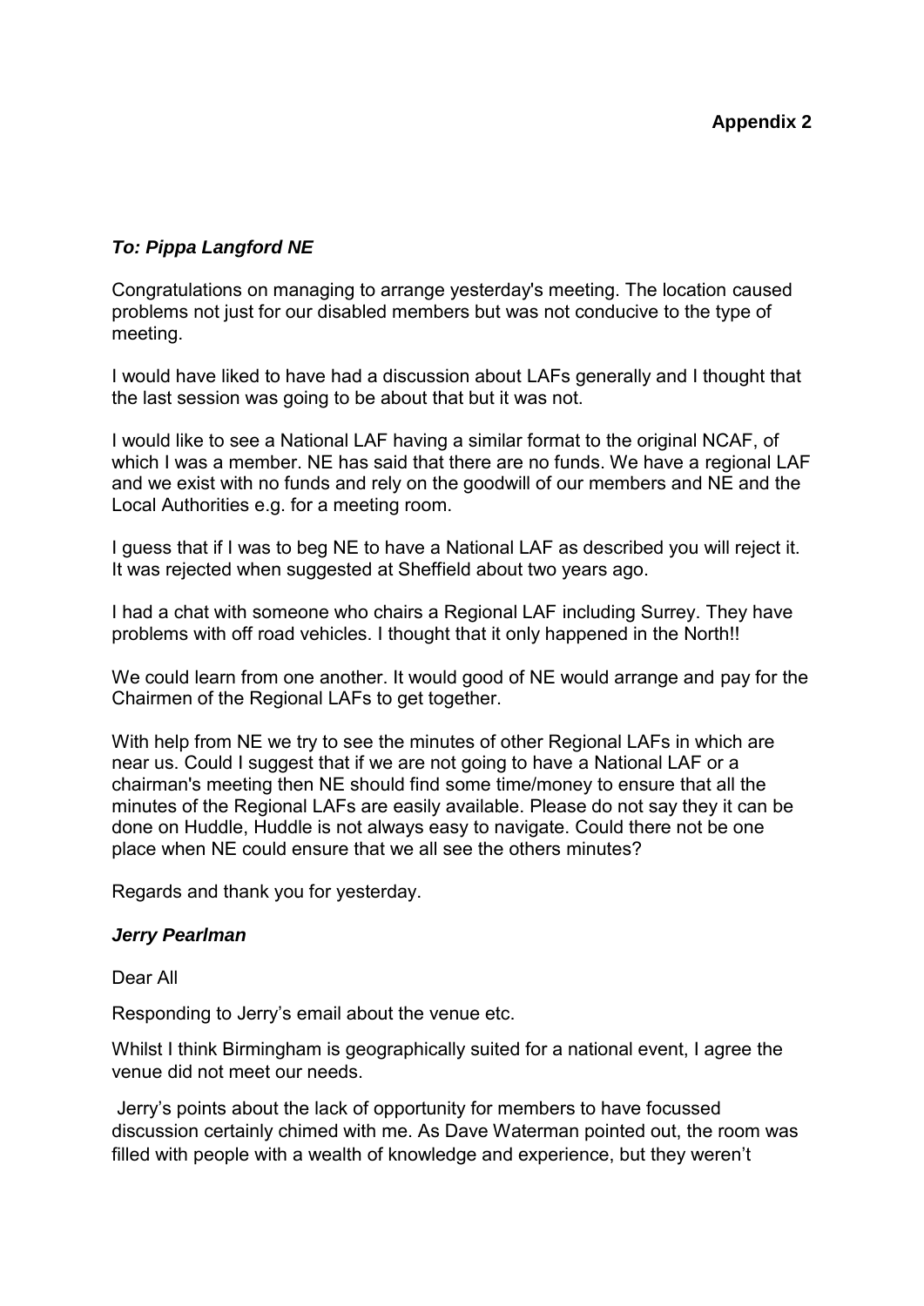**Appendix 2**

***To: Pippa Langford NE***

Congratulations on managing to arrange yesterday's meeting. The location caused problems not just for our disabled members but was not conducive to the type of meeting.

I would have liked to have had a discussion about LAFs generally and I thought that the last session was going to be about that but it was not.

I would like to see a National LAF having a similar format to the original NCAF, of which I was a member. NE has said that there are no funds. We have a regional LAF and we exist with no funds and rely on the goodwill of our members and NE and the Local Authorities e.g. for a meeting room.

I guess that if I was to beg NE to have a National LAF as described you will reject it. It was rejected when suggested at Sheffield about two years ago.

I had a chat with someone who chairs a Regional LAF including Surrey. They have problems with off road vehicles. I thought that it only happened in the North!!

We could learn from one another. It would good of NE would arrange and pay for the Chairmen of the Regional LAFs to get together.

With help from NE we try to see the minutes of other Regional LAFs in which are near us. Could I suggest that if we are not going to have a National LAF or a chairman's meeting then NE should find some time/money to ensure that all the minutes of the Regional LAFs are easily available. Please do not say they it can be done on Huddle, Huddle is not always easy to navigate. Could there not be one place when NE could ensure that we all see the others minutes?

Regards and thank you for yesterday.

***Jerry Pearlman***

Dear All

Responding to Jerry's email about the venue etc.

Whilst I think Birmingham is geographically suited for a national event, I agree the venue did not meet our needs.

Jerry's points about the lack of opportunity for members to have focussed discussion certainly chimed with me. As Dave Waterman pointed out, the room was filled with people with a wealth of knowledge and experience, but they weren't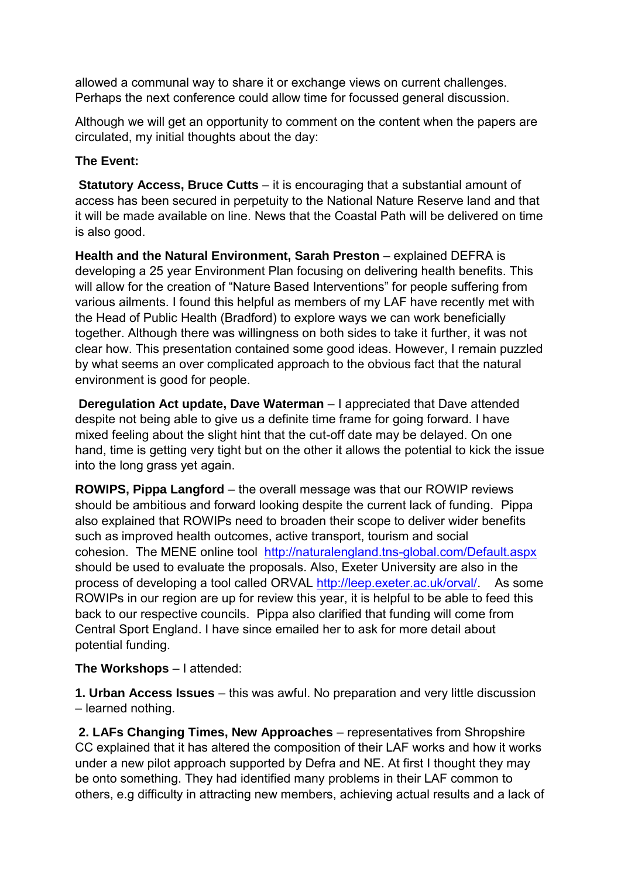allowed a communal way to share it or exchange views on current challenges. Perhaps the next conference could allow time for focussed general discussion.

Although we will get an opportunity to comment on the content when the papers are circulated, my initial thoughts about the day:

**The Event:**

**Statutory Access, Bruce Cutts** – it is encouraging that a substantial amount of access has been secured in perpetuity to the National Nature Reserve land and that it will be made available on line. News that the Coastal Path will be delivered on time is also good.

**Health and the Natural Environment, Sarah Preston** – explained DEFRA is developing a 25 year Environment Plan focusing on delivering health benefits. This will allow for the creation of "Nature Based Interventions" for people suffering from various ailments. I found this helpful as members of my LAF have recently met with the Head of Public Health (Bradford) to explore ways we can work beneficially together. Although there was willingness on both sides to take it further, it was not clear how. This presentation contained some good ideas. However, I remain puzzled by what seems an over complicated approach to the obvious fact that the natural environment is good for people.

**Deregulation Act update, Dave Waterman** – I appreciated that Dave attended despite not being able to give us a definite time frame for going forward. I have mixed feeling about the slight hint that the cut-off date may be delayed. On one hand, time is getting very tight but on the other it allows the potential to kick the issue into the long grass yet again.

**ROWIPS, Pippa Langford** – the overall message was that our ROWIP reviews should be ambitious and forward looking despite the current lack of funding. Pippa also explained that ROWIPs need to broaden their scope to deliver wider benefits such as improved health outcomes, active transport, tourism and social cohesion. The MENE online tool http://naturalengland.tns-global.com/Default.aspx should be used to evaluate the proposals. Also, Exeter University are also in the process of developing a tool called ORVAL http://leep.exeter.ac.uk/orval/. As some ROWIPs in our region are up for review this year, it is helpful to be able to feed this back to our respective councils. Pippa also clarified that funding will come from Central Sport England. I have since emailed her to ask for more detail about potential funding.

**The Workshops** – I attended:

**1. Urban Access Issues** – this was awful. No preparation and very little discussion – learned nothing.

**2. LAFs Changing Times, New Approaches** – representatives from Shropshire CC explained that it has altered the composition of their LAF works and how it works under a new pilot approach supported by Defra and NE. At first I thought they may be onto something. They had identified many problems in their LAF common to others, e.g difficulty in attracting new members, achieving actual results and a lack of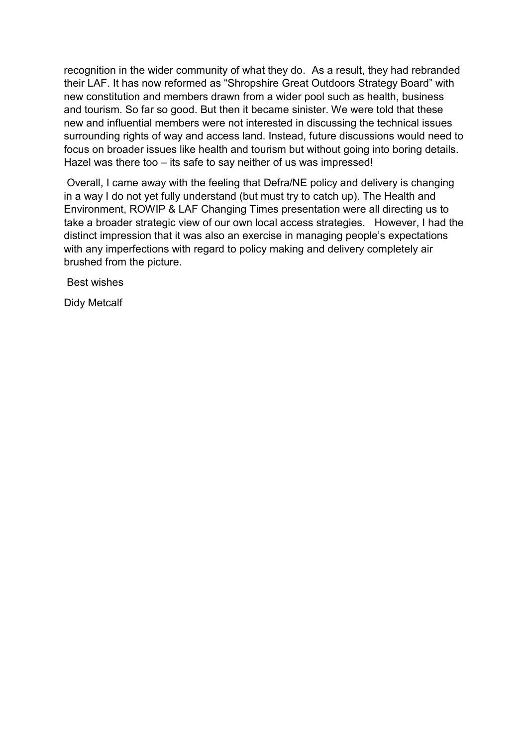recognition in the wider community of what they do. As a result, they had rebranded their LAF. It has now reformed as "Shropshire Great Outdoors Strategy Board" with new constitution and members drawn from a wider pool such as health, business and tourism. So far so good. But then it became sinister. We were told that these new and influential members were not interested in discussing the technical issues surrounding rights of way and access land. Instead, future discussions would need to focus on broader issues like health and tourism but without going into boring details. Hazel was there too – its safe to say neither of us was impressed!

Overall, I came away with the feeling that Defra/NE policy and delivery is changing in a way I do not yet fully understand (but must try to catch up). The Health and Environment, ROWIP & LAF Changing Times presentation were all directing us to take a broader strategic view of our own local access strategies. However, I had the distinct impression that it was also an exercise in managing people's expectations with any imperfections with regard to policy making and delivery completely air brushed from the picture.

Best wishes

Didy Metcalf